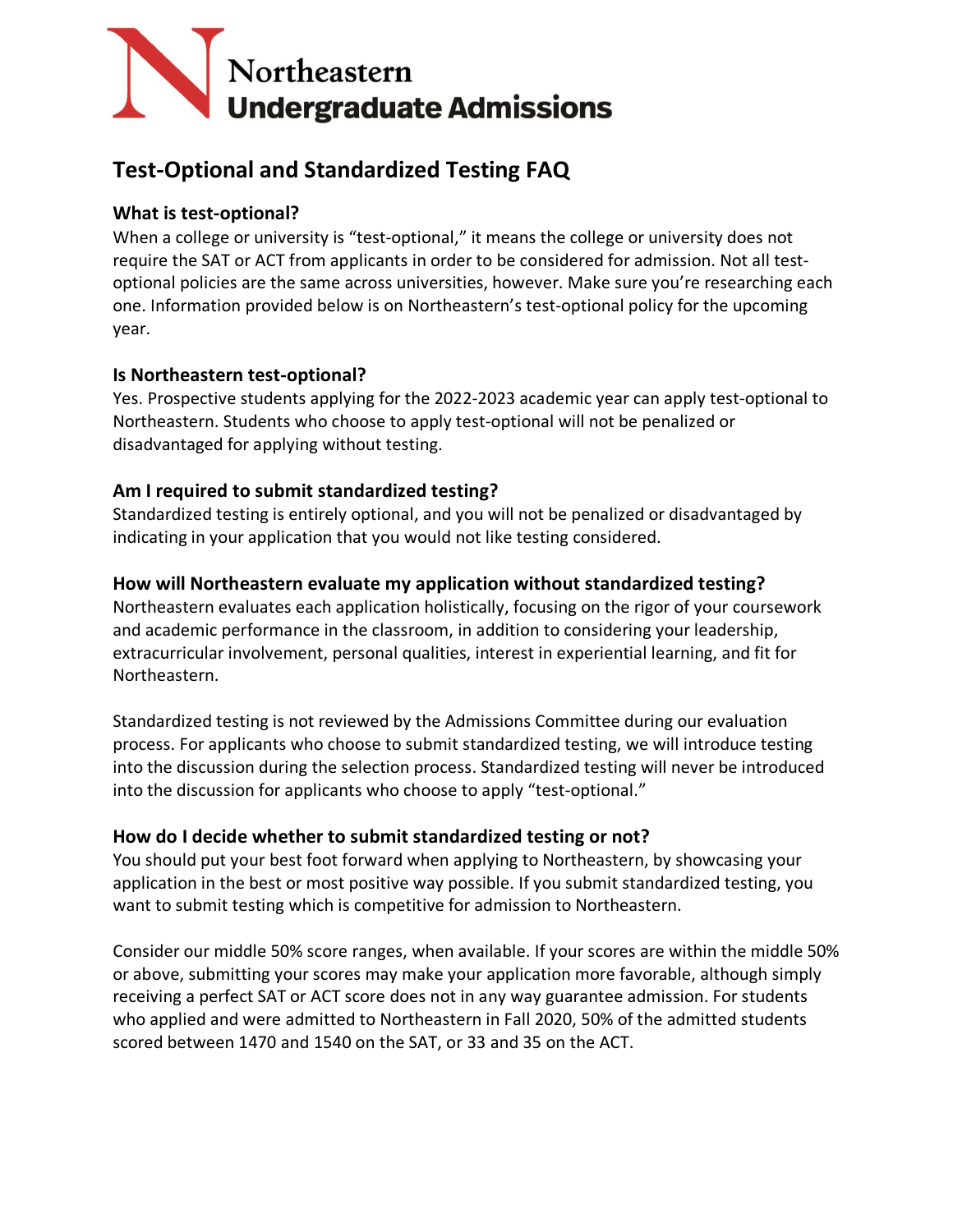Northeastern
Undergraduate Admissions

# Test-Optional and Standardized Testing FAQ

### What is test-optional?

When a college or university is "test-optional," it means the college or university does not require the SAT or ACT from applicants in order to be considered for admission. Not all test-optional policies are the same across universities, however. Make sure you're researching each one. Information provided below is on Northeastern's test-optional policy for the upcoming year.

### Is Northeastern test-optional?

Yes. Prospective students applying for the 2022-2023 academic year can apply test-optional to Northeastern. Students who choose to apply test-optional will not be penalized or disadvantaged for applying without testing.

### Am I required to submit standardized testing?

Standardized testing is entirely optional, and you will not be penalized or disadvantaged by indicating in your application that you would not like testing considered.

### How will Northeastern evaluate my application without standardized testing?

Northeastern evaluates each application holistically, focusing on the rigor of your coursework and academic performance in the classroom, in addition to considering your leadership, extracurricular involvement, personal qualities, interest in experiential learning, and fit for Northeastern.

Standardized testing is not reviewed by the Admissions Committee during our evaluation process. For applicants who choose to submit standardized testing, we will introduce testing into the discussion during the selection process. Standardized testing will never be introduced into the discussion for applicants who choose to apply "test-optional."

### How do I decide whether to submit standardized testing or not?

You should put your best foot forward when applying to Northeastern, by showcasing your application in the best or most positive way possible. If you submit standardized testing, you want to submit testing which is competitive for admission to Northeastern.

Consider our middle 50% score ranges, when available. If your scores are within the middle 50% or above, submitting your scores may make your application more favorable, although simply receiving a perfect SAT or ACT score does not in any way guarantee admission. For students who applied and were admitted to Northeastern in Fall 2020, 50% of the admitted students scored between 1470 and 1540 on the SAT, or 33 and 35 on the ACT.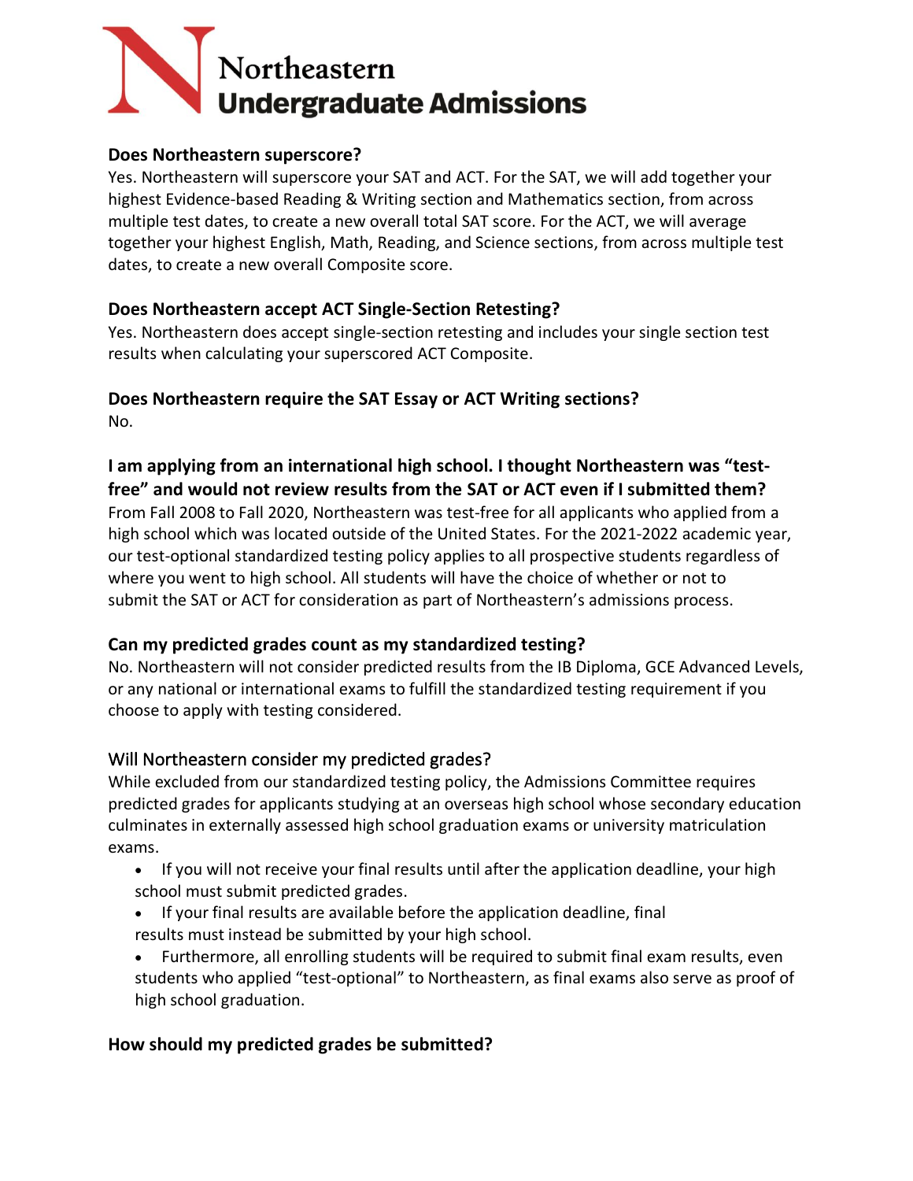# Northeastern Undergraduate Admissions

### Does Northeastern superscore?

Yes. Northeastern will superscore your SAT and ACT. For the SAT, we will add together your highest Evidence-based Reading & Writing section and Mathematics section, from across multiple test dates, to create a new overall total SAT score. For the ACT, we will average together your highest English, Math, Reading, and Science sections, from across multiple test dates, to create a new overall Composite score.

### Does Northeastern accept ACT Single-Section Retesting?

Yes. Northeastern does accept single-section retesting and includes your single section test results when calculating your superscored ACT Composite.

### Does Northeastern require the SAT Essay or ACT Writing sections?

No.

### I am applying from an international high school. I thought Northeastern was "test-free" and would not review results from the SAT or ACT even if I submitted them?

From Fall 2008 to Fall 2020, Northeastern was test-free for all applicants who applied from a high school which was located outside of the United States. For the 2021-2022 academic year, our test-optional standardized testing policy applies to all prospective students regardless of where you went to high school. All students will have the choice of whether or not to submit the SAT or ACT for consideration as part of Northeastern's admissions process.

### Can my predicted grades count as my standardized testing?

No. Northeastern will not consider predicted results from the IB Diploma, GCE Advanced Levels, or any national or international exams to fulfill the standardized testing requirement if you choose to apply with testing considered.

### Will Northeastern consider my predicted grades?

While excluded from our standardized testing policy, the Admissions Committee requires predicted grades for applicants studying at an overseas high school whose secondary education culminates in externally assessed high school graduation exams or university matriculation exams.

- If you will not receive your final results until after the application deadline, your high school must submit predicted grades.
- If your final results are available before the application deadline, final results must instead be submitted by your high school.
- Furthermore, all enrolling students will be required to submit final exam results, even students who applied "test-optional" to Northeastern, as final exams also serve as proof of high school graduation.

### How should my predicted grades be submitted?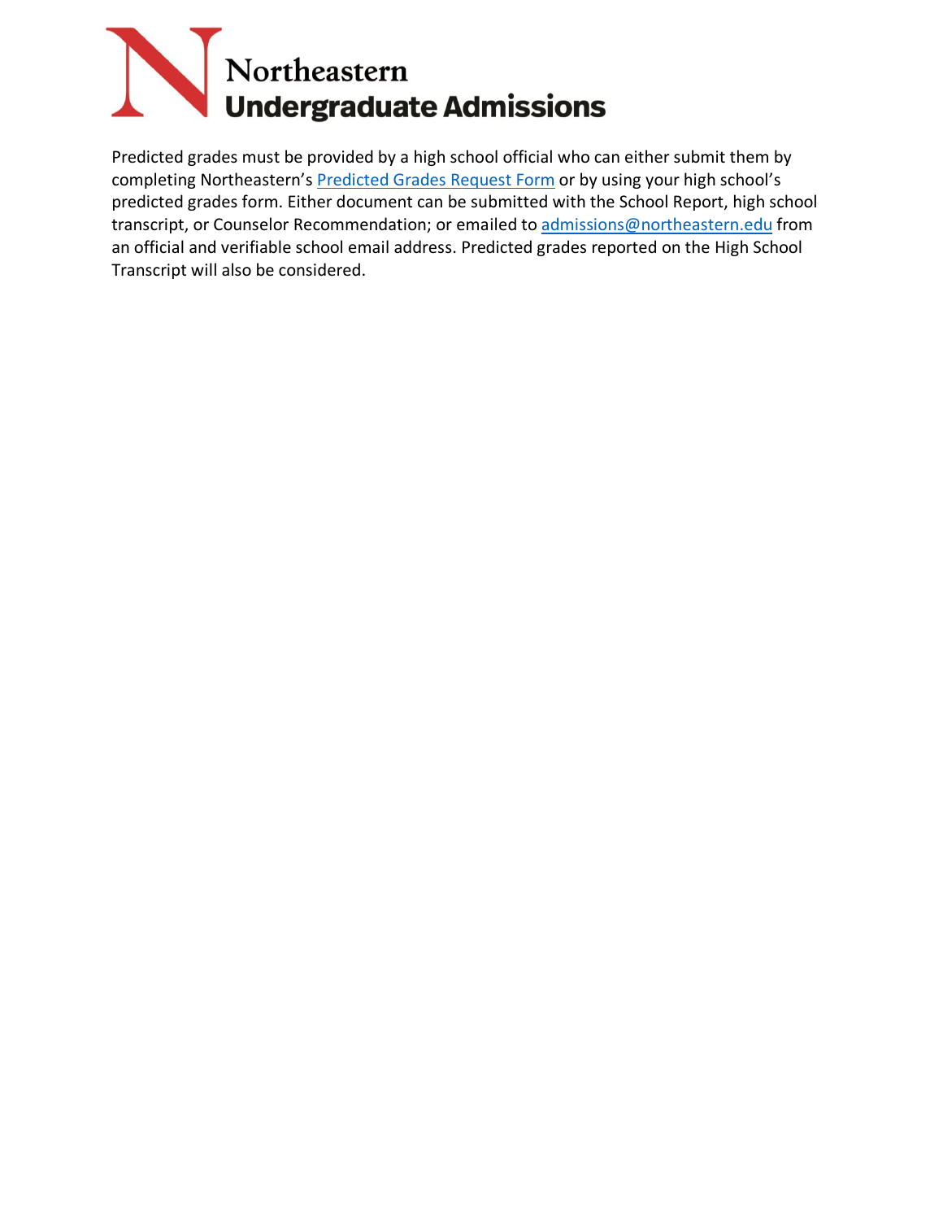Predicted grades must be provided by a high school official who can either submit them by completing Northeastern's [Predicted Grades Request Form]() or by using your high school's predicted grades form. Either document can be submitted with the School Report, high school transcript, or Counselor Recommendation; or emailed to [admissions@northeastern.edu](mailto:admissions@northeastern.edu) from an official and verifiable school email address. Predicted grades reported on the High School Transcript will also be considered.